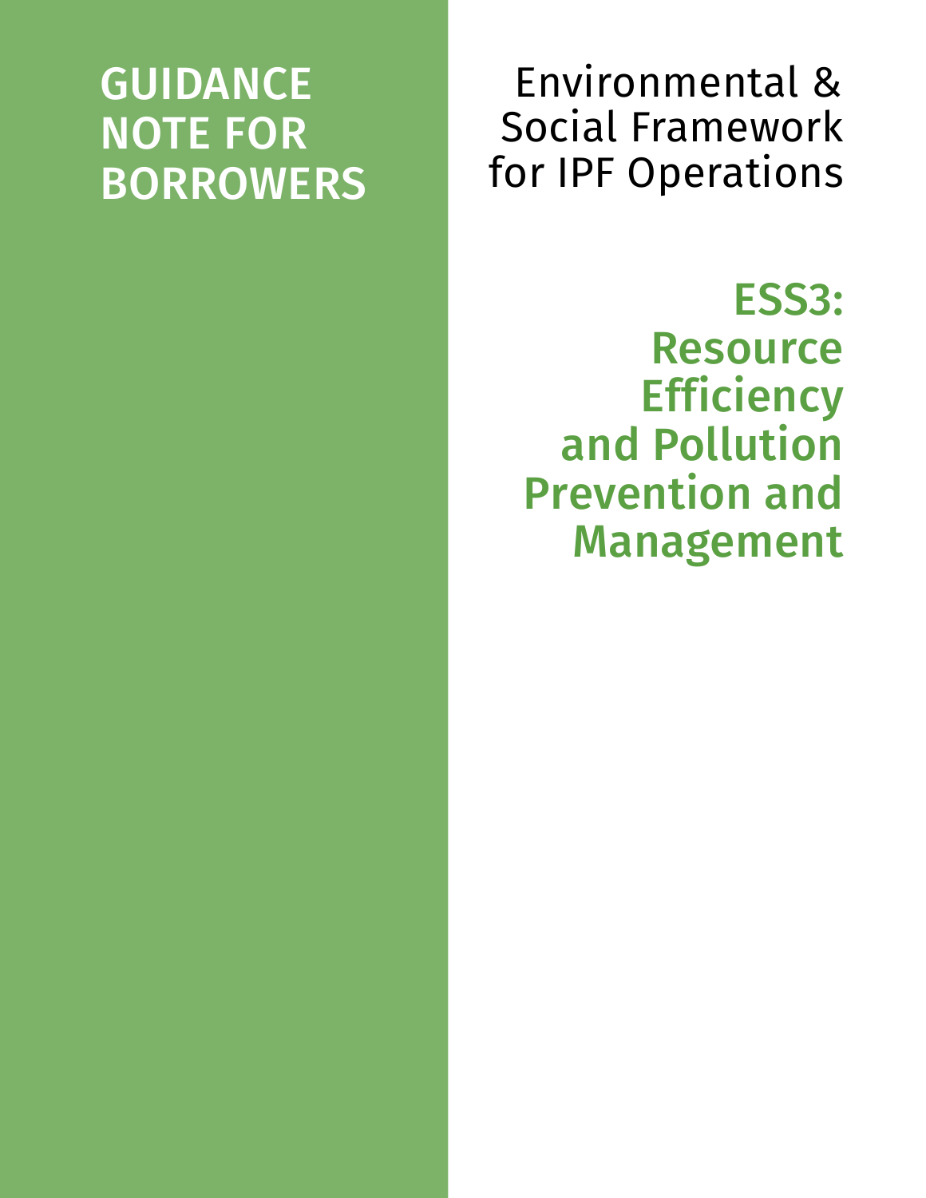# GUIDANCE NOTE FOR BORROWERS

Environmental & Social Framework for IPF Operations

## ESS3: Resource Efficiency and Pollution Prevention and Management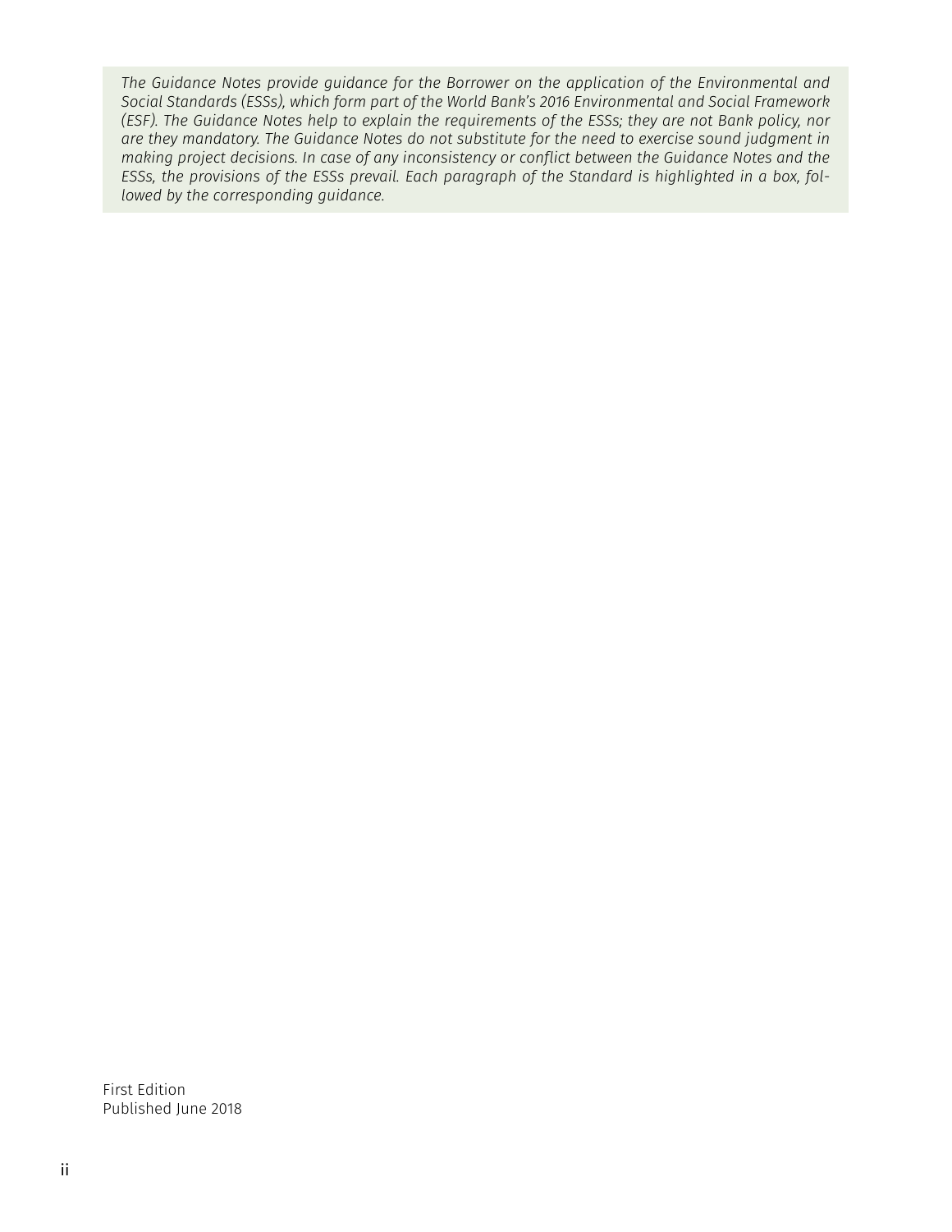*The Guidance Notes provide guidance for the Borrower on the application of the Environmental and Social Standards (ESSs), which form part of the World Bank's 2016 Environmental and Social Framework (ESF). The Guidance Notes help to explain the requirements of the ESSs; they are not Bank policy, nor are they mandatory. The Guidance Notes do not substitute for the need to exercise sound judgment in making project decisions. In case of any inconsistency or conflict between the Guidance Notes and the ESSs, the provisions of the ESSs prevail. Each paragraph of the Standard is highlighted in a box, followed by the corresponding guidance.*

First Edition
Published June 2018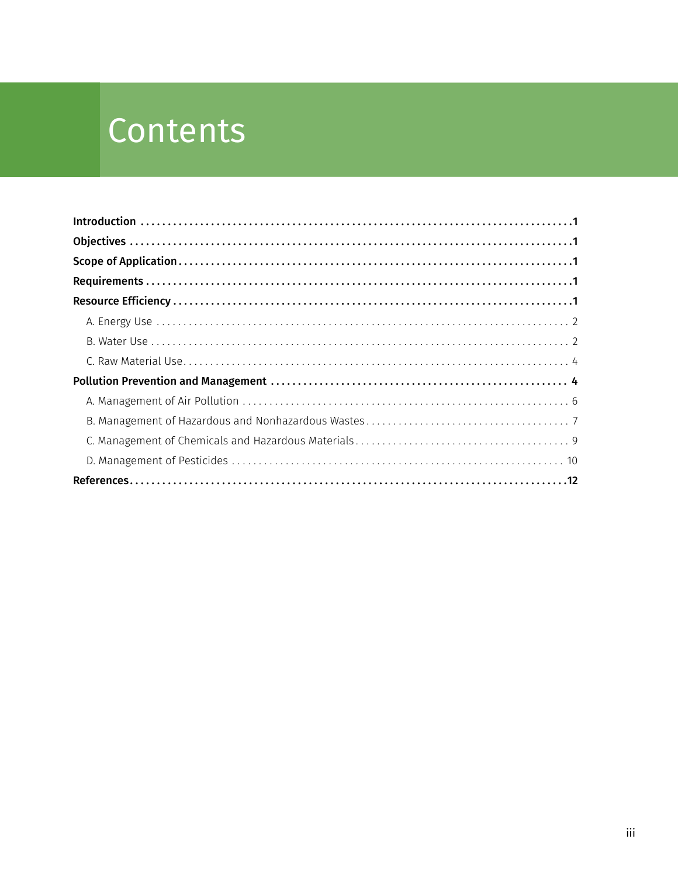# Contents

**Introduction** .......... **1**

**Objectives** .......... **1**

**Scope of Application** .......... **1**

**Requirements** .......... **1**

**Resource Efficiency** .......... **1**

- A. Energy Use .......... 2
- B. Water Use .......... 2
- C. Raw Material Use .......... 4

**Pollution Prevention and Management** .......... **4**

- A. Management of Air Pollution .......... 6
- B. Management of Hazardous and Nonhazardous Wastes .......... 7
- C. Management of Chemicals and Hazardous Materials .......... 9
- D. Management of Pesticides .......... 10

**References** .......... **12**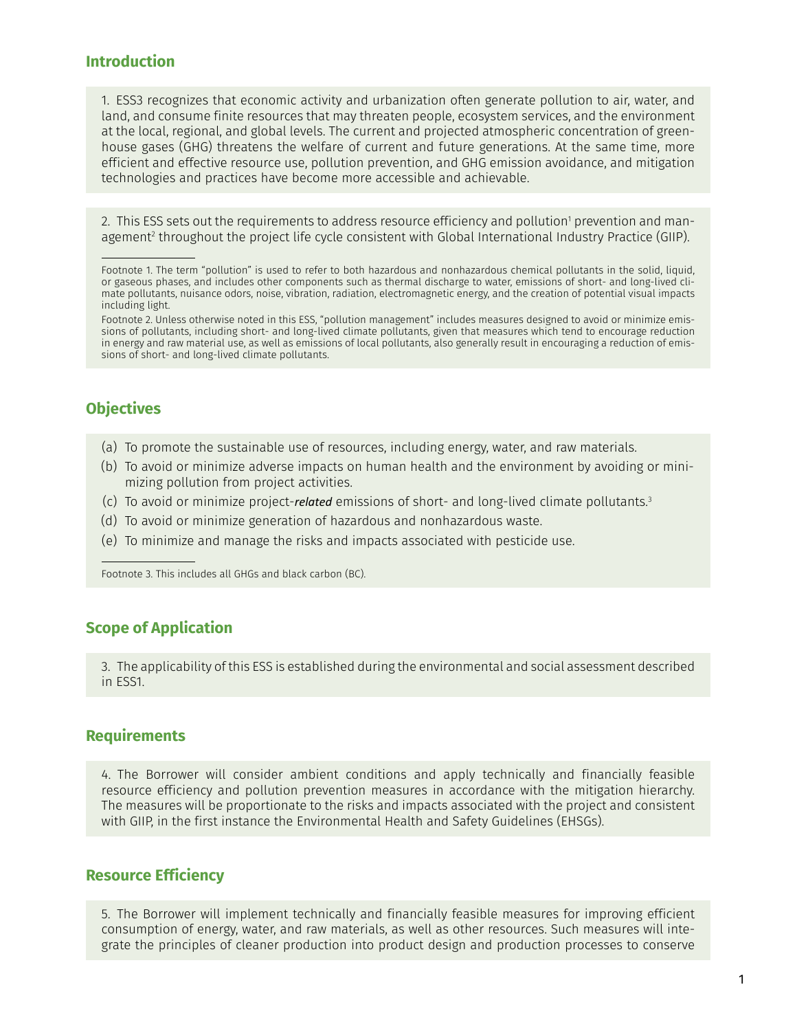## Introduction

1. ESS3 recognizes that economic activity and urbanization often generate pollution to air, water, and land, and consume finite resources that may threaten people, ecosystem services, and the environment at the local, regional, and global levels. The current and projected atmospheric concentration of greenhouse gases (GHG) threatens the welfare of current and future generations. At the same time, more efficient and effective resource use, pollution prevention, and GHG emission avoidance, and mitigation technologies and practices have become more accessible and achievable.

2. This ESS sets out the requirements to address resource efficiency and pollution[1] prevention and management[2] throughout the project life cycle consistent with Global International Industry Practice (GIIP).

Footnote 1. The term "pollution" is used to refer to both hazardous and nonhazardous chemical pollutants in the solid, liquid, or gaseous phases, and includes other components such as thermal discharge to water, emissions of short- and long-lived climate pollutants, nuisance odors, noise, vibration, radiation, electromagnetic energy, and the creation of potential visual impacts including light.

Footnote 2. Unless otherwise noted in this ESS, "pollution management" includes measures designed to avoid or minimize emissions of pollutants, including short- and long-lived climate pollutants, given that measures which tend to encourage reduction in energy and raw material use, as well as emissions of local pollutants, also generally result in encouraging a reduction of emissions of short- and long-lived climate pollutants.

## Objectives

(a) To promote the sustainable use of resources, including energy, water, and raw materials.

(b) To avoid or minimize adverse impacts on human health and the environment by avoiding or minimizing pollution from project activities.

(c) To avoid or minimize project-***related*** emissions of short- and long-lived climate pollutants.[3]

(d) To avoid or minimize generation of hazardous and nonhazardous waste.

(e) To minimize and manage the risks and impacts associated with pesticide use.

Footnote 3. This includes all GHGs and black carbon (BC).

## Scope of Application

3. The applicability of this ESS is established during the environmental and social assessment described in ESS1.

## Requirements

4. The Borrower will consider ambient conditions and apply technically and financially feasible resource efficiency and pollution prevention measures in accordance with the mitigation hierarchy. The measures will be proportionate to the risks and impacts associated with the project and consistent with GIIP, in the first instance the Environmental Health and Safety Guidelines (EHSGs).

## Resource Efficiency

5. The Borrower will implement technically and financially feasible measures for improving efficient consumption of energy, water, and raw materials, as well as other resources. Such measures will integrate the principles of cleaner production into product design and production processes to conserve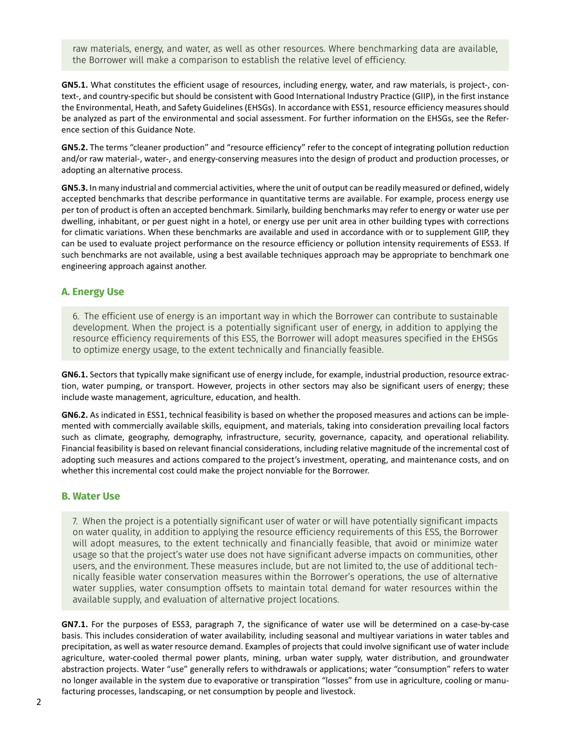raw materials, energy, and water, as well as other resources. Where benchmarking data are available, the Borrower will make a comparison to establish the relative level of efficiency.

**GN5.1.** What constitutes the efficient usage of resources, including energy, water, and raw materials, is project-, context-, and country-specific but should be consistent with Good International Industry Practice (GIIP), in the first instance the Environmental, Heath, and Safety Guidelines (EHSGs). In accordance with ESS1, resource efficiency measures should be analyzed as part of the environmental and social assessment. For further information on the EHSGs, see the Reference section of this Guidance Note.

**GN5.2.** The terms "cleaner production" and "resource efficiency" refer to the concept of integrating pollution reduction and/or raw material-, water-, and energy-conserving measures into the design of product and production processes, or adopting an alternative process.

**GN5.3.** In many industrial and commercial activities, where the unit of output can be readily measured or defined, widely accepted benchmarks that describe performance in quantitative terms are available. For example, process energy use per ton of product is often an accepted benchmark. Similarly, building benchmarks may refer to energy or water use per dwelling, inhabitant, or per guest night in a hotel, or energy use per unit area in other building types with corrections for climatic variations. When these benchmarks are available and used in accordance with or to supplement GIIP, they can be used to evaluate project performance on the resource efficiency or pollution intensity requirements of ESS3. If such benchmarks are not available, using a best available techniques approach may be appropriate to benchmark one engineering approach against another.

## A. Energy Use

6. The efficient use of energy is an important way in which the Borrower can contribute to sustainable development. When the project is a potentially significant user of energy, in addition to applying the resource efficiency requirements of this ESS, the Borrower will adopt measures specified in the EHSGs to optimize energy usage, to the extent technically and financially feasible.

**GN6.1.** Sectors that typically make significant use of energy include, for example, industrial production, resource extraction, water pumping, or transport. However, projects in other sectors may also be significant users of energy; these include waste management, agriculture, education, and health.

**GN6.2.** As indicated in ESS1, technical feasibility is based on whether the proposed measures and actions can be implemented with commercially available skills, equipment, and materials, taking into consideration prevailing local factors such as climate, geography, demography, infrastructure, security, governance, capacity, and operational reliability. Financial feasibility is based on relevant financial considerations, including relative magnitude of the incremental cost of adopting such measures and actions compared to the project's investment, operating, and maintenance costs, and on whether this incremental cost could make the project nonviable for the Borrower.

## B. Water Use

7. When the project is a potentially significant user of water or will have potentially significant impacts on water quality, in addition to applying the resource efficiency requirements of this ESS, the Borrower will adopt measures, to the extent technically and financially feasible, that avoid or minimize water usage so that the project's water use does not have significant adverse impacts on communities, other users, and the environment. These measures include, but are not limited to, the use of additional technically feasible water conservation measures within the Borrower's operations, the use of alternative water supplies, water consumption offsets to maintain total demand for water resources within the available supply, and evaluation of alternative project locations.

**GN7.1.** For the purposes of ESS3, paragraph 7, the significance of water use will be determined on a case-by-case basis. This includes consideration of water availability, including seasonal and multiyear variations in water tables and precipitation, as well as water resource demand. Examples of projects that could involve significant use of water include agriculture, water-cooled thermal power plants, mining, urban water supply, water distribution, and groundwater abstraction projects. Water "use" generally refers to withdrawals or applications; water "consumption" refers to water no longer available in the system due to evaporative or transpiration "losses" from use in agriculture, cooling or manufacturing processes, landscaping, or net consumption by people and livestock.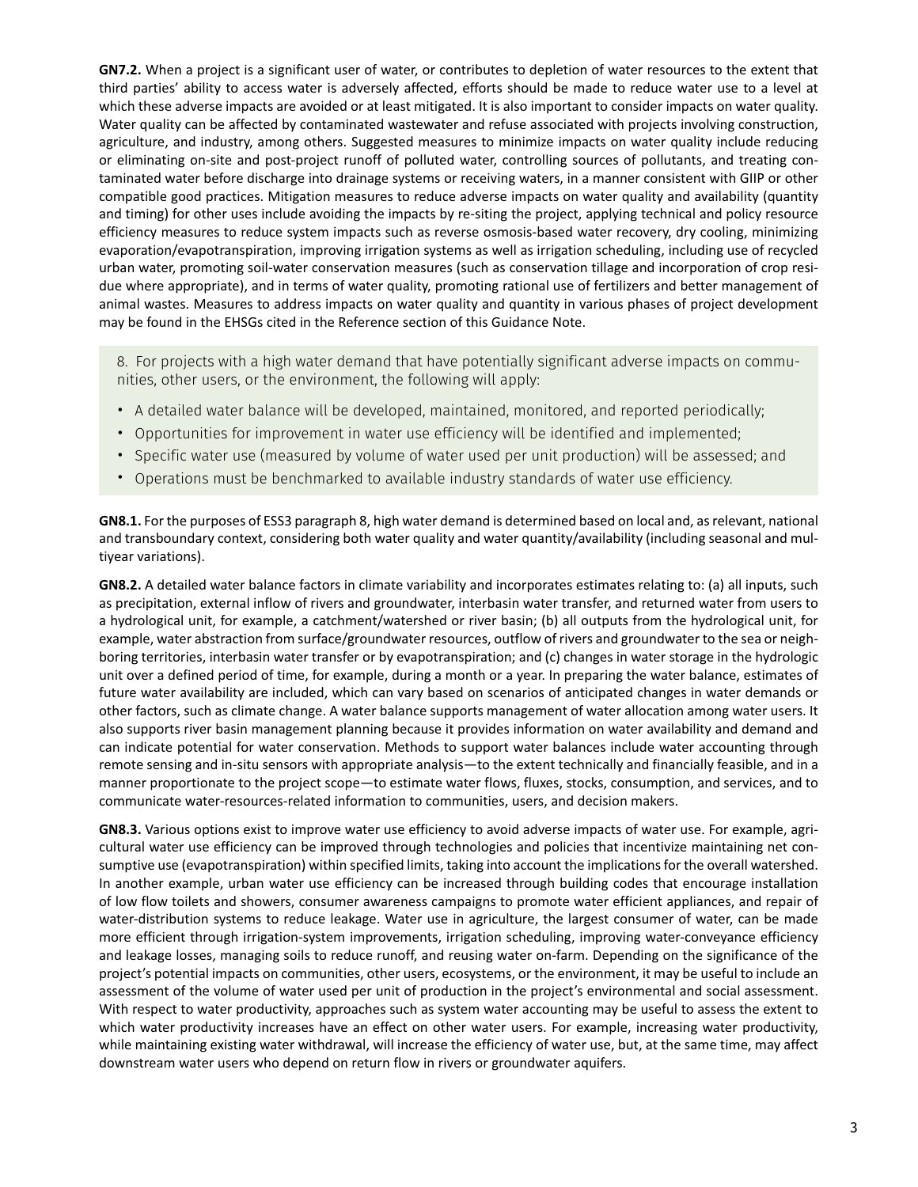**GN7.2.** When a project is a significant user of water, or contributes to depletion of water resources to the extent that third parties' ability to access water is adversely affected, efforts should be made to reduce water use to a level at which these adverse impacts are avoided or at least mitigated. It is also important to consider impacts on water quality. Water quality can be affected by contaminated wastewater and refuse associated with projects involving construction, agriculture, and industry, among others. Suggested measures to minimize impacts on water quality include reducing or eliminating on-site and post-project runoff of polluted water, controlling sources of pollutants, and treating contaminated water before discharge into drainage systems or receiving waters, in a manner consistent with GIIP or other compatible good practices. Mitigation measures to reduce adverse impacts on water quality and availability (quantity and timing) for other uses include avoiding the impacts by re-siting the project, applying technical and policy resource efficiency measures to reduce system impacts such as reverse osmosis-based water recovery, dry cooling, minimizing evaporation/evapotranspiration, improving irrigation systems as well as irrigation scheduling, including use of recycled urban water, promoting soil-water conservation measures (such as conservation tillage and incorporation of crop residue where appropriate), and in terms of water quality, promoting rational use of fertilizers and better management of animal wastes. Measures to address impacts on water quality and quantity in various phases of project development may be found in the EHSGs cited in the Reference section of this Guidance Note.

> 8. For projects with a high water demand that have potentially significant adverse impacts on communities, other users, or the environment, the following will apply:
>
> - A detailed water balance will be developed, maintained, monitored, and reported periodically;
> - Opportunities for improvement in water use efficiency will be identified and implemented;
> - Specific water use (measured by volume of water used per unit production) will be assessed; and
> - Operations must be benchmarked to available industry standards of water use efficiency.

**GN8.1.** For the purposes of ESS3 paragraph 8, high water demand is determined based on local and, as relevant, national and transboundary context, considering both water quality and water quantity/availability (including seasonal and multiyear variations).

**GN8.2.** A detailed water balance factors in climate variability and incorporates estimates relating to: (a) all inputs, such as precipitation, external inflow of rivers and groundwater, interbasin water transfer, and returned water from users to a hydrological unit, for example, a catchment/watershed or river basin; (b) all outputs from the hydrological unit, for example, water abstraction from surface/groundwater resources, outflow of rivers and groundwater to the sea or neighboring territories, interbasin water transfer or by evapotranspiration; and (c) changes in water storage in the hydrologic unit over a defined period of time, for example, during a month or a year. In preparing the water balance, estimates of future water availability are included, which can vary based on scenarios of anticipated changes in water demands or other factors, such as climate change. A water balance supports management of water allocation among water users. It also supports river basin management planning because it provides information on water availability and demand and can indicate potential for water conservation. Methods to support water balances include water accounting through remote sensing and in-situ sensors with appropriate analysis—to the extent technically and financially feasible, and in a manner proportionate to the project scope—to estimate water flows, fluxes, stocks, consumption, and services, and to communicate water-resources-related information to communities, users, and decision makers.

**GN8.3.** Various options exist to improve water use efficiency to avoid adverse impacts of water use. For example, agricultural water use efficiency can be improved through technologies and policies that incentivize maintaining net consumptive use (evapotranspiration) within specified limits, taking into account the implications for the overall watershed. In another example, urban water use efficiency can be increased through building codes that encourage installation of low flow toilets and showers, consumer awareness campaigns to promote water efficient appliances, and repair of water-distribution systems to reduce leakage. Water use in agriculture, the largest consumer of water, can be made more efficient through irrigation-system improvements, irrigation scheduling, improving water-conveyance efficiency and leakage losses, managing soils to reduce runoff, and reusing water on-farm. Depending on the significance of the project's potential impacts on communities, other users, ecosystems, or the environment, it may be useful to include an assessment of the volume of water used per unit of production in the project's environmental and social assessment. With respect to water productivity, approaches such as system water accounting may be useful to assess the extent to which water productivity increases have an effect on other water users. For example, increasing water productivity, while maintaining existing water withdrawal, will increase the efficiency of water use, but, at the same time, may affect downstream water users who depend on return flow in rivers or groundwater aquifers.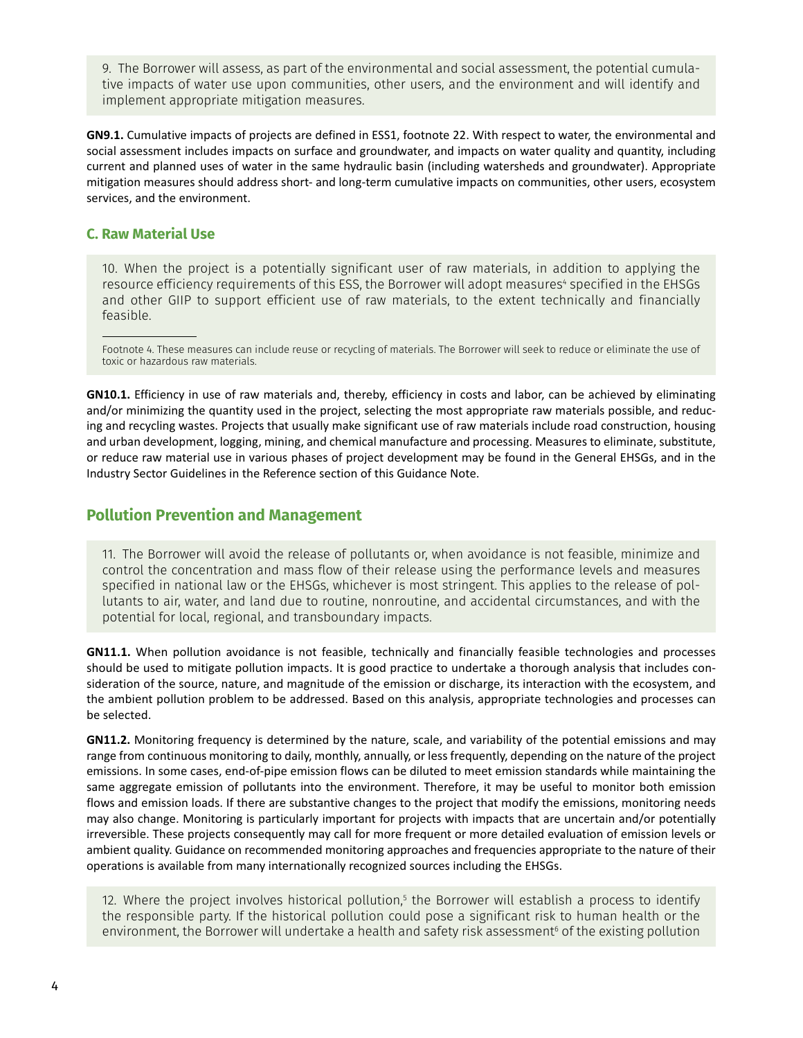9. The Borrower will assess, as part of the environmental and social assessment, the potential cumulative impacts of water use upon communities, other users, and the environment and will identify and implement appropriate mitigation measures.

**GN9.1.** Cumulative impacts of projects are defined in ESS1, footnote 22. With respect to water, the environmental and social assessment includes impacts on surface and groundwater, and impacts on water quality and quantity, including current and planned uses of water in the same hydraulic basin (including watersheds and groundwater). Appropriate mitigation measures should address short- and long-term cumulative impacts on communities, other users, ecosystem services, and the environment.

### C. Raw Material Use

10. When the project is a potentially significant user of raw materials, in addition to applying the resource efficiency requirements of this ESS, the Borrower will adopt measures[4] specified in the EHSGs and other GIIP to support efficient use of raw materials, to the extent technically and financially feasible.

Footnote 4. These measures can include reuse or recycling of materials. The Borrower will seek to reduce or eliminate the use of toxic or hazardous raw materials.

**GN10.1.** Efficiency in use of raw materials and, thereby, efficiency in costs and labor, can be achieved by eliminating and/or minimizing the quantity used in the project, selecting the most appropriate raw materials possible, and reducing and recycling wastes. Projects that usually make significant use of raw materials include road construction, housing and urban development, logging, mining, and chemical manufacture and processing. Measures to eliminate, substitute, or reduce raw material use in various phases of project development may be found in the General EHSGs, and in the Industry Sector Guidelines in the Reference section of this Guidance Note.

## Pollution Prevention and Management

11. The Borrower will avoid the release of pollutants or, when avoidance is not feasible, minimize and control the concentration and mass flow of their release using the performance levels and measures specified in national law or the EHSGs, whichever is most stringent. This applies to the release of pollutants to air, water, and land due to routine, nonroutine, and accidental circumstances, and with the potential for local, regional, and transboundary impacts.

**GN11.1.** When pollution avoidance is not feasible, technically and financially feasible technologies and processes should be used to mitigate pollution impacts. It is good practice to undertake a thorough analysis that includes consideration of the source, nature, and magnitude of the emission or discharge, its interaction with the ecosystem, and the ambient pollution problem to be addressed. Based on this analysis, appropriate technologies and processes can be selected.

**GN11.2.** Monitoring frequency is determined by the nature, scale, and variability of the potential emissions and may range from continuous monitoring to daily, monthly, annually, or less frequently, depending on the nature of the project emissions. In some cases, end-of-pipe emission flows can be diluted to meet emission standards while maintaining the same aggregate emission of pollutants into the environment. Therefore, it may be useful to monitor both emission flows and emission loads. If there are substantive changes to the project that modify the emissions, monitoring needs may also change. Monitoring is particularly important for projects with impacts that are uncertain and/or potentially irreversible. These projects consequently may call for more frequent or more detailed evaluation of emission levels or ambient quality. Guidance on recommended monitoring approaches and frequencies appropriate to the nature of their operations is available from many internationally recognized sources including the EHSGs.

12. Where the project involves historical pollution,[5] the Borrower will establish a process to identify the responsible party. If the historical pollution could pose a significant risk to human health or the environment, the Borrower will undertake a health and safety risk assessment[6] of the existing pollution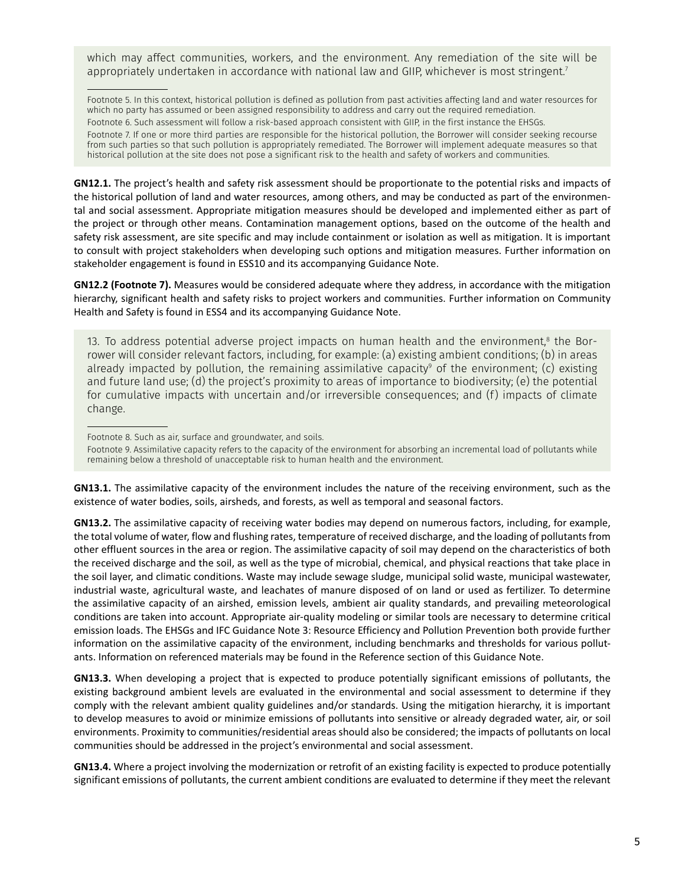which may affect communities, workers, and the environment. Any remediation of the site will be appropriately undertaken in accordance with national law and GIIP, whichever is most stringent.[7]

Footnote 5. In this context, historical pollution is defined as pollution from past activities affecting land and water resources for which no party has assumed or been assigned responsibility to address and carry out the required remediation.

Footnote 6. Such assessment will follow a risk-based approach consistent with GIIP, in the first instance the EHSGs.

Footnote 7. If one or more third parties are responsible for the historical pollution, the Borrower will consider seeking recourse from such parties so that such pollution is appropriately remediated. The Borrower will implement adequate measures so that historical pollution at the site does not pose a significant risk to the health and safety of workers and communities.

**GN12.1.** The project's health and safety risk assessment should be proportionate to the potential risks and impacts of the historical pollution of land and water resources, among others, and may be conducted as part of the environmental and social assessment. Appropriate mitigation measures should be developed and implemented either as part of the project or through other means. Contamination management options, based on the outcome of the health and safety risk assessment, are site specific and may include containment or isolation as well as mitigation. It is important to consult with project stakeholders when developing such options and mitigation measures. Further information on stakeholder engagement is found in ESS10 and its accompanying Guidance Note.

**GN12.2 (Footnote 7).** Measures would be considered adequate where they address, in accordance with the mitigation hierarchy, significant health and safety risks to project workers and communities. Further information on Community Health and Safety is found in ESS4 and its accompanying Guidance Note.

13. To address potential adverse project impacts on human health and the environment,[8] the Borrower will consider relevant factors, including, for example: (a) existing ambient conditions; (b) in areas already impacted by pollution, the remaining assimilative capacity[9] of the environment; (c) existing and future land use; (d) the project's proximity to areas of importance to biodiversity; (e) the potential for cumulative impacts with uncertain and/or irreversible consequences; and (f) impacts of climate change.

Footnote 8. Such as air, surface and groundwater, and soils.

Footnote 9. Assimilative capacity refers to the capacity of the environment for absorbing an incremental load of pollutants while remaining below a threshold of unacceptable risk to human health and the environment.

**GN13.1.** The assimilative capacity of the environment includes the nature of the receiving environment, such as the existence of water bodies, soils, airsheds, and forests, as well as temporal and seasonal factors.

**GN13.2.** The assimilative capacity of receiving water bodies may depend on numerous factors, including, for example, the total volume of water, flow and flushing rates, temperature of received discharge, and the loading of pollutants from other effluent sources in the area or region. The assimilative capacity of soil may depend on the characteristics of both the received discharge and the soil, as well as the type of microbial, chemical, and physical reactions that take place in the soil layer, and climatic conditions. Waste may include sewage sludge, municipal solid waste, municipal wastewater, industrial waste, agricultural waste, and leachates of manure disposed of on land or used as fertilizer. To determine the assimilative capacity of an airshed, emission levels, ambient air quality standards, and prevailing meteorological conditions are taken into account. Appropriate air-quality modeling or similar tools are necessary to determine critical emission loads. The EHSGs and IFC Guidance Note 3: Resource Efficiency and Pollution Prevention both provide further information on the assimilative capacity of the environment, including benchmarks and thresholds for various pollutants. Information on referenced materials may be found in the Reference section of this Guidance Note.

**GN13.3.** When developing a project that is expected to produce potentially significant emissions of pollutants, the existing background ambient levels are evaluated in the environmental and social assessment to determine if they comply with the relevant ambient quality guidelines and/or standards. Using the mitigation hierarchy, it is important to develop measures to avoid or minimize emissions of pollutants into sensitive or already degraded water, air, or soil environments. Proximity to communities/residential areas should also be considered; the impacts of pollutants on local communities should be addressed in the project's environmental and social assessment.

**GN13.4.** Where a project involving the modernization or retrofit of an existing facility is expected to produce potentially significant emissions of pollutants, the current ambient conditions are evaluated to determine if they meet the relevant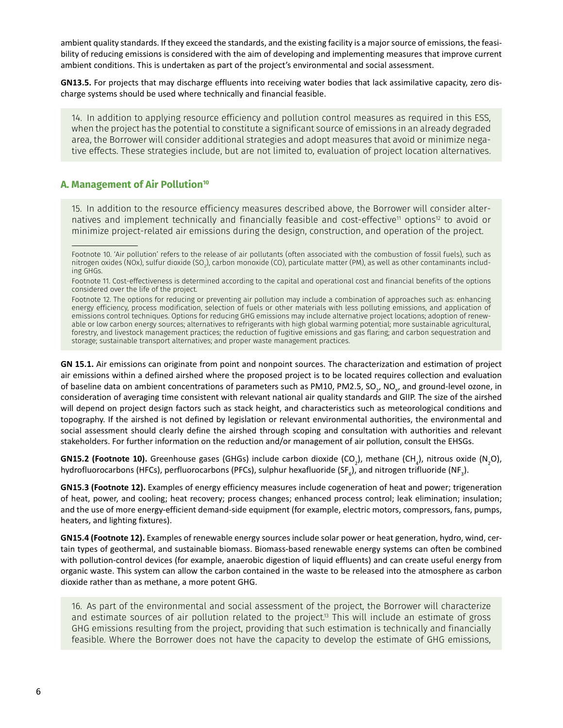ambient quality standards. If they exceed the standards, and the existing facility is a major source of emissions, the feasibility of reducing emissions is considered with the aim of developing and implementing measures that improve current ambient conditions. This is undertaken as part of the project's environmental and social assessment.

**GN13.5.** For projects that may discharge effluents into receiving water bodies that lack assimilative capacity, zero discharge systems should be used where technically and financial feasible.

14. In addition to applying resource efficiency and pollution control measures as required in this ESS, when the project has the potential to constitute a significant source of emissions in an already degraded area, the Borrower will consider additional strategies and adopt measures that avoid or minimize negative effects. These strategies include, but are not limited to, evaluation of project location alternatives.

## A. Management of Air Pollution[10]

15. In addition to the resource efficiency measures described above, the Borrower will consider alternatives and implement technically and financially feasible and cost-effective[11] options[12] to avoid or minimize project-related air emissions during the design, construction, and operation of the project.

Footnote 10. 'Air pollution' refers to the release of air pollutants (often associated with the combustion of fossil fuels), such as nitrogen oxides (NOx), sulfur dioxide ($SO_2$), carbon monoxide (CO), particulate matter (PM), as well as other contaminants including GHGs.

Footnote 11. Cost-effectiveness is determined according to the capital and operational cost and financial benefits of the options considered over the life of the project.

Footnote 12. The options for reducing or preventing air pollution may include a combination of approaches such as: enhancing energy efficiency, process modification, selection of fuels or other materials with less polluting emissions, and application of emissions control techniques. Options for reducing GHG emissions may include alternative project locations; adoption of renewable or low carbon energy sources; alternatives to refrigerants with high global warming potential; more sustainable agricultural, forestry, and livestock management practices; the reduction of fugitive emissions and gas flaring; and carbon sequestration and storage; sustainable transport alternatives; and proper waste management practices.

**GN 15.1.** Air emissions can originate from point and nonpoint sources. The characterization and estimation of project air emissions within a defined airshed where the proposed project is to be located requires collection and evaluation of baseline data on ambient concentrations of parameters such as PM10, PM2.5, $SO_2$, $NO_x$, and ground-level ozone, in consideration of averaging time consistent with relevant national air quality standards and GIIP. The size of the airshed will depend on project design factors such as stack height, and characteristics such as meteorological conditions and topography. If the airshed is not defined by legislation or relevant environmental authorities, the environmental and social assessment should clearly define the airshed through scoping and consultation with authorities and relevant stakeholders. For further information on the reduction and/or management of air pollution, consult the EHSGs.

**GN15.2 (Footnote 10).** Greenhouse gases (GHGs) include carbon dioxide ($CO_2$), methane ($CH_4$), nitrous oxide ($N_2O$), hydrofluorocarbons (HFCs), perfluorocarbons (PFCs), sulphur hexafluoride ($SF_6$), and nitrogen trifluoride ($NF_3$).

**GN15.3 (Footnote 12).** Examples of energy efficiency measures include cogeneration of heat and power; trigeneration of heat, power, and cooling; heat recovery; process changes; enhanced process control; leak elimination; insulation; and the use of more energy-efficient demand-side equipment (for example, electric motors, compressors, fans, pumps, heaters, and lighting fixtures).

**GN15.4 (Footnote 12).** Examples of renewable energy sources include solar power or heat generation, hydro, wind, certain types of geothermal, and sustainable biomass. Biomass-based renewable energy systems can often be combined with pollution-control devices (for example, anaerobic digestion of liquid effluents) and can create useful energy from organic waste. This system can allow the carbon contained in the waste to be released into the atmosphere as carbon dioxide rather than as methane, a more potent GHG.

16. As part of the environmental and social assessment of the project, the Borrower will characterize and estimate sources of air pollution related to the project.[13] This will include an estimate of gross GHG emissions resulting from the project, providing that such estimation is technically and financially feasible. Where the Borrower does not have the capacity to develop the estimate of GHG emissions,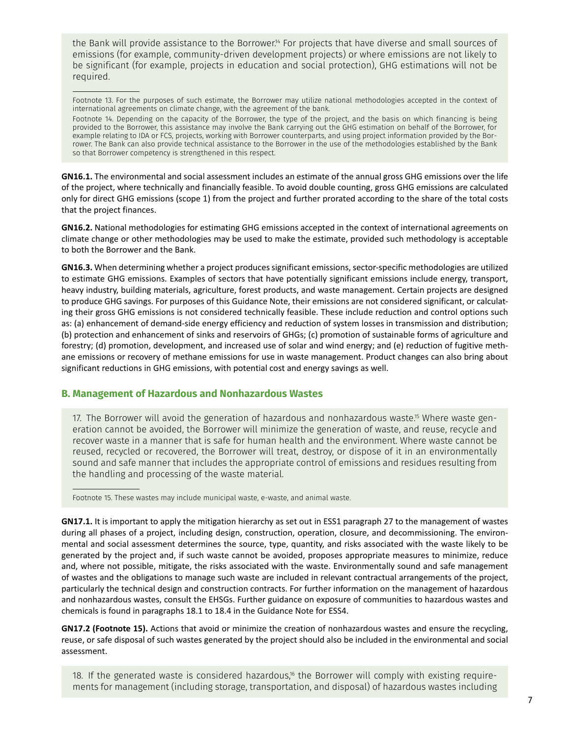the Bank will provide assistance to the Borrower.[14] For projects that have diverse and small sources of emissions (for example, community-driven development projects) or where emissions are not likely to be significant (for example, projects in education and social protection), GHG estimations will not be required.

Footnote 13. For the purposes of such estimate, the Borrower may utilize national methodologies accepted in the context of international agreements on climate change, with the agreement of the bank.

Footnote 14. Depending on the capacity of the Borrower, the type of the project, and the basis on which financing is being provided to the Borrower, this assistance may involve the Bank carrying out the GHG estimation on behalf of the Borrower, for example relating to IDA or FCS, projects, working with Borrower counterparts, and using project information provided by the Borrower. The Bank can also provide technical assistance to the Borrower in the use of the methodologies established by the Bank so that Borrower competency is strengthened in this respect.

**GN16.1.** The environmental and social assessment includes an estimate of the annual gross GHG emissions over the life of the project, where technically and financially feasible. To avoid double counting, gross GHG emissions are calculated only for direct GHG emissions (scope 1) from the project and further prorated according to the share of the total costs that the project finances.

**GN16.2.** National methodologies for estimating GHG emissions accepted in the context of international agreements on climate change or other methodologies may be used to make the estimate, provided such methodology is acceptable to both the Borrower and the Bank.

**GN16.3.** When determining whether a project produces significant emissions, sector-specific methodologies are utilized to estimate GHG emissions. Examples of sectors that have potentially significant emissions include energy, transport, heavy industry, building materials, agriculture, forest products, and waste management. Certain projects are designed to produce GHG savings. For purposes of this Guidance Note, their emissions are not considered significant, or calculating their gross GHG emissions is not considered technically feasible. These include reduction and control options such as: (a) enhancement of demand-side energy efficiency and reduction of system losses in transmission and distribution; (b) protection and enhancement of sinks and reservoirs of GHGs; (c) promotion of sustainable forms of agriculture and forestry; (d) promotion, development, and increased use of solar and wind energy; and (e) reduction of fugitive methane emissions or recovery of methane emissions for use in waste management. Product changes can also bring about significant reductions in GHG emissions, with potential cost and energy savings as well.

## B. Management of Hazardous and Nonhazardous Wastes

17. The Borrower will avoid the generation of hazardous and nonhazardous waste.[15] Where waste generation cannot be avoided, the Borrower will minimize the generation of waste, and reuse, recycle and recover waste in a manner that is safe for human health and the environment. Where waste cannot be reused, recycled or recovered, the Borrower will treat, destroy, or dispose of it in an environmentally sound and safe manner that includes the appropriate control of emissions and residues resulting from the handling and processing of the waste material.

Footnote 15. These wastes may include municipal waste, e-waste, and animal waste.

**GN17.1.** It is important to apply the mitigation hierarchy as set out in ESS1 paragraph 27 to the management of wastes during all phases of a project, including design, construction, operation, closure, and decommissioning. The environmental and social assessment determines the source, type, quantity, and risks associated with the waste likely to be generated by the project and, if such waste cannot be avoided, proposes appropriate measures to minimize, reduce and, where not possible, mitigate, the risks associated with the waste. Environmentally sound and safe management of wastes and the obligations to manage such waste are included in relevant contractual arrangements of the project, particularly the technical design and construction contracts. For further information on the management of hazardous and nonhazardous wastes, consult the EHSGs. Further guidance on exposure of communities to hazardous wastes and chemicals is found in paragraphs 18.1 to 18.4 in the Guidance Note for ESS4.

**GN17.2 (Footnote 15).** Actions that avoid or minimize the creation of nonhazardous wastes and ensure the recycling, reuse, or safe disposal of such wastes generated by the project should also be included in the environmental and social assessment.

18. If the generated waste is considered hazardous,[16] the Borrower will comply with existing requirements for management (including storage, transportation, and disposal) of hazardous wastes including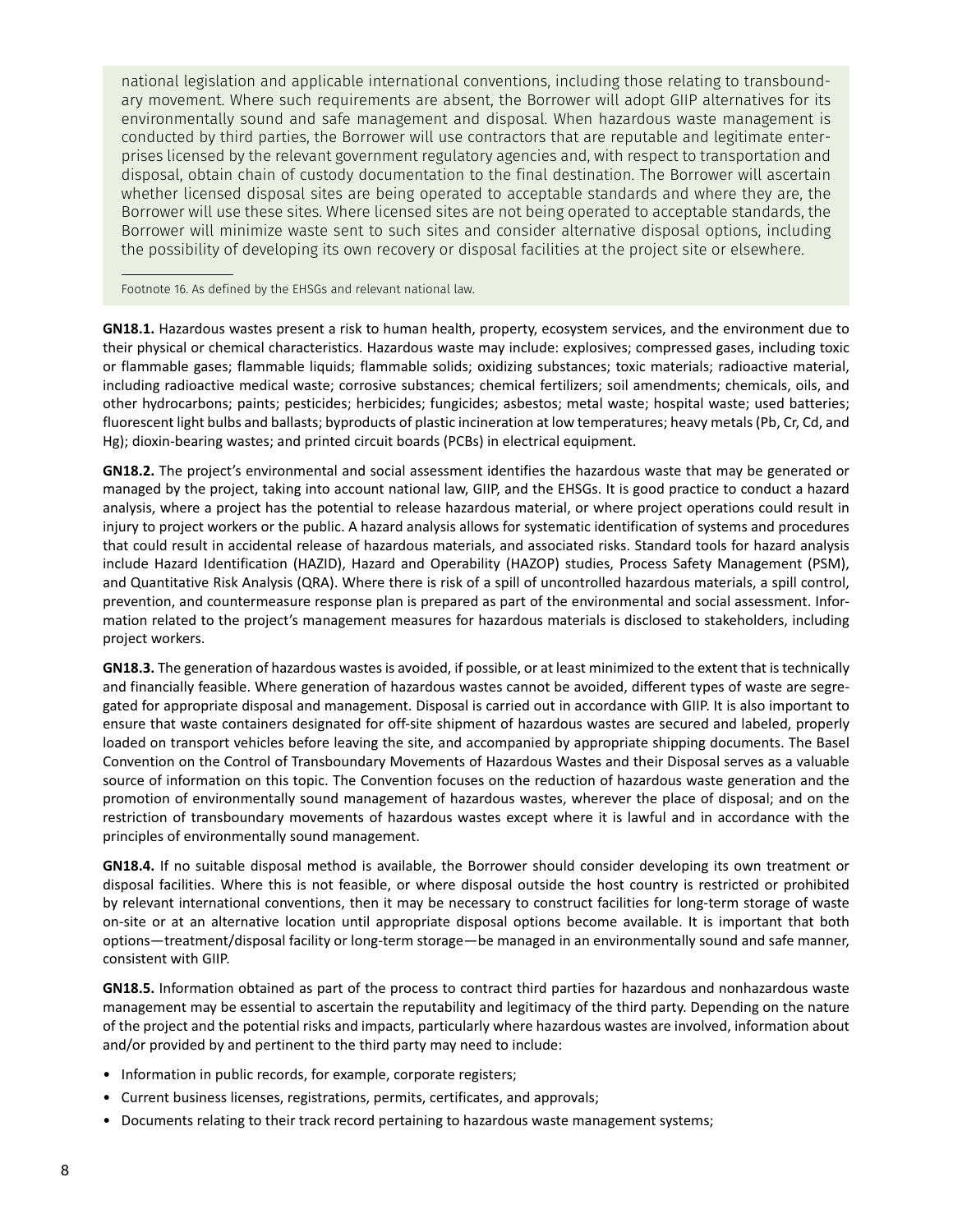national legislation and applicable international conventions, including those relating to transboundary movement. Where such requirements are absent, the Borrower will adopt GIIP alternatives for its environmentally sound and safe management and disposal. When hazardous waste management is conducted by third parties, the Borrower will use contractors that are reputable and legitimate enterprises licensed by the relevant government regulatory agencies and, with respect to transportation and disposal, obtain chain of custody documentation to the final destination. The Borrower will ascertain whether licensed disposal sites are being operated to acceptable standards and where they are, the Borrower will use these sites. Where licensed sites are not being operated to acceptable standards, the Borrower will minimize waste sent to such sites and consider alternative disposal options, including the possibility of developing its own recovery or disposal facilities at the project site or elsewhere.

Footnote 16. As defined by the EHSGs and relevant national law.

**GN18.1.** Hazardous wastes present a risk to human health, property, ecosystem services, and the environment due to their physical or chemical characteristics. Hazardous waste may include: explosives; compressed gases, including toxic or flammable gases; flammable liquids; flammable solids; oxidizing substances; toxic materials; radioactive material, including radioactive medical waste; corrosive substances; chemical fertilizers; soil amendments; chemicals, oils, and other hydrocarbons; paints; pesticides; herbicides; fungicides; asbestos; metal waste; hospital waste; used batteries; fluorescent light bulbs and ballasts; byproducts of plastic incineration at low temperatures; heavy metals (Pb, Cr, Cd, and Hg); dioxin-bearing wastes; and printed circuit boards (PCBs) in electrical equipment.

**GN18.2.** The project's environmental and social assessment identifies the hazardous waste that may be generated or managed by the project, taking into account national law, GIIP, and the EHSGs. It is good practice to conduct a hazard analysis, where a project has the potential to release hazardous material, or where project operations could result in injury to project workers or the public. A hazard analysis allows for systematic identification of systems and procedures that could result in accidental release of hazardous materials, and associated risks. Standard tools for hazard analysis include Hazard Identification (HAZID), Hazard and Operability (HAZOP) studies, Process Safety Management (PSM), and Quantitative Risk Analysis (QRA). Where there is risk of a spill of uncontrolled hazardous materials, a spill control, prevention, and countermeasure response plan is prepared as part of the environmental and social assessment. Information related to the project's management measures for hazardous materials is disclosed to stakeholders, including project workers.

**GN18.3.** The generation of hazardous wastes is avoided, if possible, or at least minimized to the extent that is technically and financially feasible. Where generation of hazardous wastes cannot be avoided, different types of waste are segregated for appropriate disposal and management. Disposal is carried out in accordance with GIIP. It is also important to ensure that waste containers designated for off-site shipment of hazardous wastes are secured and labeled, properly loaded on transport vehicles before leaving the site, and accompanied by appropriate shipping documents. The Basel Convention on the Control of Transboundary Movements of Hazardous Wastes and their Disposal serves as a valuable source of information on this topic. The Convention focuses on the reduction of hazardous waste generation and the promotion of environmentally sound management of hazardous wastes, wherever the place of disposal; and on the restriction of transboundary movements of hazardous wastes except where it is lawful and in accordance with the principles of environmentally sound management.

**GN18.4.** If no suitable disposal method is available, the Borrower should consider developing its own treatment or disposal facilities. Where this is not feasible, or where disposal outside the host country is restricted or prohibited by relevant international conventions, then it may be necessary to construct facilities for long-term storage of waste on-site or at an alternative location until appropriate disposal options become available. It is important that both options—treatment/disposal facility or long-term storage—be managed in an environmentally sound and safe manner, consistent with GIIP.

**GN18.5.** Information obtained as part of the process to contract third parties for hazardous and nonhazardous waste management may be essential to ascertain the reputability and legitimacy of the third party. Depending on the nature of the project and the potential risks and impacts, particularly where hazardous wastes are involved, information about and/or provided by and pertinent to the third party may need to include:

- Information in public records, for example, corporate registers;
- Current business licenses, registrations, permits, certificates, and approvals;
- Documents relating to their track record pertaining to hazardous waste management systems;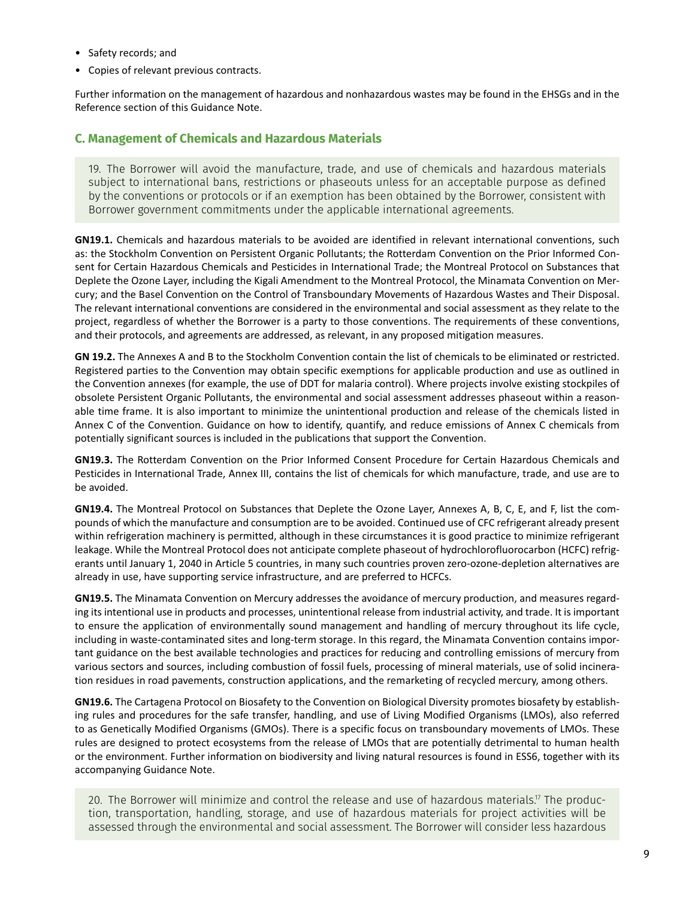- Safety records; and
- Copies of relevant previous contracts.

Further information on the management of hazardous and nonhazardous wastes may be found in the EHSGs and in the Reference section of this Guidance Note.

## C. Management of Chemicals and Hazardous Materials

> 19. The Borrower will avoid the manufacture, trade, and use of chemicals and hazardous materials subject to international bans, restrictions or phaseouts unless for an acceptable purpose as defined by the conventions or protocols or if an exemption has been obtained by the Borrower, consistent with Borrower government commitments under the applicable international agreements.

**GN19.1.** Chemicals and hazardous materials to be avoided are identified in relevant international conventions, such as: the Stockholm Convention on Persistent Organic Pollutants; the Rotterdam Convention on the Prior Informed Consent for Certain Hazardous Chemicals and Pesticides in International Trade; the Montreal Protocol on Substances that Deplete the Ozone Layer, including the Kigali Amendment to the Montreal Protocol, the Minamata Convention on Mercury; and the Basel Convention on the Control of Transboundary Movements of Hazardous Wastes and Their Disposal. The relevant international conventions are considered in the environmental and social assessment as they relate to the project, regardless of whether the Borrower is a party to those conventions. The requirements of these conventions, and their protocols, and agreements are addressed, as relevant, in any proposed mitigation measures.

**GN 19.2.** The Annexes A and B to the Stockholm Convention contain the list of chemicals to be eliminated or restricted. Registered parties to the Convention may obtain specific exemptions for applicable production and use as outlined in the Convention annexes (for example, the use of DDT for malaria control). Where projects involve existing stockpiles of obsolete Persistent Organic Pollutants, the environmental and social assessment addresses phaseout within a reasonable time frame. It is also important to minimize the unintentional production and release of the chemicals listed in Annex C of the Convention. Guidance on how to identify, quantify, and reduce emissions of Annex C chemicals from potentially significant sources is included in the publications that support the Convention.

**GN19.3.** The Rotterdam Convention on the Prior Informed Consent Procedure for Certain Hazardous Chemicals and Pesticides in International Trade, Annex III, contains the list of chemicals for which manufacture, trade, and use are to be avoided.

**GN19.4.** The Montreal Protocol on Substances that Deplete the Ozone Layer, Annexes A, B, C, E, and F, list the compounds of which the manufacture and consumption are to be avoided. Continued use of CFC refrigerant already present within refrigeration machinery is permitted, although in these circumstances it is good practice to minimize refrigerant leakage. While the Montreal Protocol does not anticipate complete phaseout of hydrochlorofluorocarbon (HCFC) refrigerants until January 1, 2040 in Article 5 countries, in many such countries proven zero-ozone-depletion alternatives are already in use, have supporting service infrastructure, and are preferred to HCFCs.

**GN19.5.** The Minamata Convention on Mercury addresses the avoidance of mercury production, and measures regarding its intentional use in products and processes, unintentional release from industrial activity, and trade. It is important to ensure the application of environmentally sound management and handling of mercury throughout its life cycle, including in waste-contaminated sites and long-term storage. In this regard, the Minamata Convention contains important guidance on the best available technologies and practices for reducing and controlling emissions of mercury from various sectors and sources, including combustion of fossil fuels, processing of mineral materials, use of solid incineration residues in road pavements, construction applications, and the remarketing of recycled mercury, among others.

**GN19.6.** The Cartagena Protocol on Biosafety to the Convention on Biological Diversity promotes biosafety by establishing rules and procedures for the safe transfer, handling, and use of Living Modified Organisms (LMOs), also referred to as Genetically Modified Organisms (GMOs). There is a specific focus on transboundary movements of LMOs. These rules are designed to protect ecosystems from the release of LMOs that are potentially detrimental to human health or the environment. Further information on biodiversity and living natural resources is found in ESS6, together with its accompanying Guidance Note.

> 20. The Borrower will minimize and control the release and use of hazardous materials.[17] The production, transportation, handling, storage, and use of hazardous materials for project activities will be assessed through the environmental and social assessment. The Borrower will consider less hazardous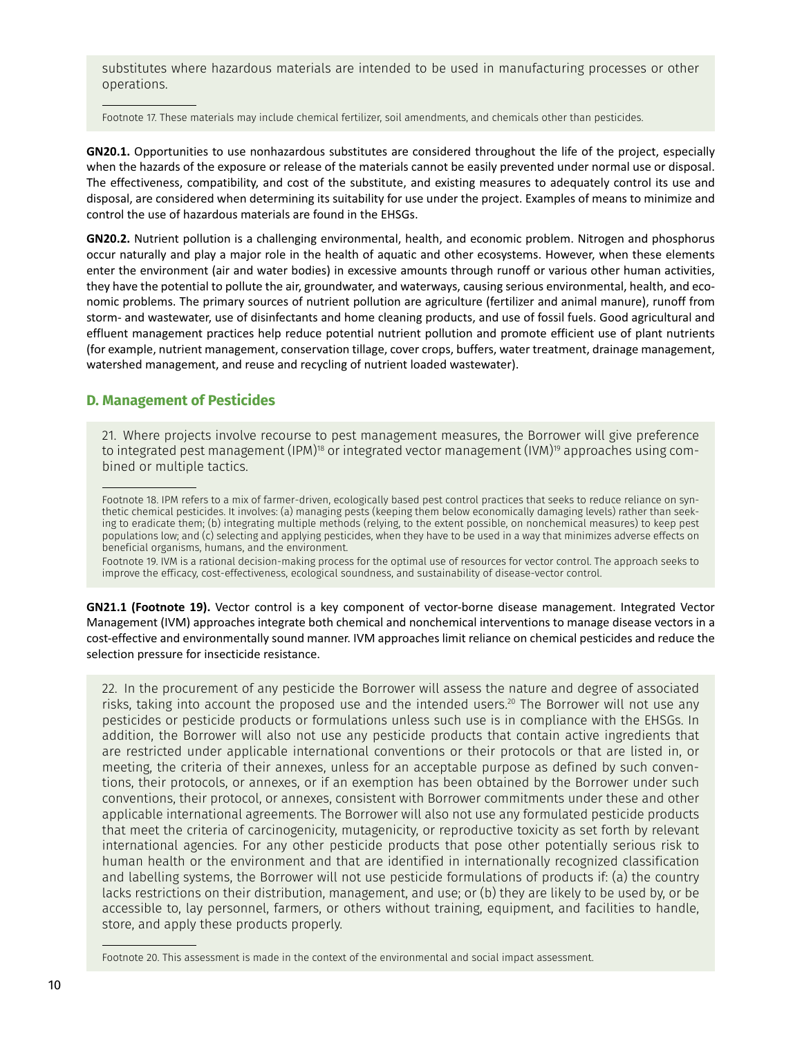substitutes where hazardous materials are intended to be used in manufacturing processes or other operations.

Footnote 17. These materials may include chemical fertilizer, soil amendments, and chemicals other than pesticides.

**GN20.1.** Opportunities to use nonhazardous substitutes are considered throughout the life of the project, especially when the hazards of the exposure or release of the materials cannot be easily prevented under normal use or disposal. The effectiveness, compatibility, and cost of the substitute, and existing measures to adequately control its use and disposal, are considered when determining its suitability for use under the project. Examples of means to minimize and control the use of hazardous materials are found in the EHSGs.

**GN20.2.** Nutrient pollution is a challenging environmental, health, and economic problem. Nitrogen and phosphorus occur naturally and play a major role in the health of aquatic and other ecosystems. However, when these elements enter the environment (air and water bodies) in excessive amounts through runoff or various other human activities, they have the potential to pollute the air, groundwater, and waterways, causing serious environmental, health, and economic problems. The primary sources of nutrient pollution are agriculture (fertilizer and animal manure), runoff from storm- and wastewater, use of disinfectants and home cleaning products, and use of fossil fuels. Good agricultural and effluent management practices help reduce potential nutrient pollution and promote efficient use of plant nutrients (for example, nutrient management, conservation tillage, cover crops, buffers, water treatment, drainage management, watershed management, and reuse and recycling of nutrient loaded wastewater).

## D. Management of Pesticides

21. Where projects involve recourse to pest management measures, the Borrower will give preference to integrated pest management (IPM)[18] or integrated vector management (IVM)[19] approaches using combined or multiple tactics.

Footnote 18. IPM refers to a mix of farmer-driven, ecologically based pest control practices that seeks to reduce reliance on synthetic chemical pesticides. It involves: (a) managing pests (keeping them below economically damaging levels) rather than seeking to eradicate them; (b) integrating multiple methods (relying, to the extent possible, on nonchemical measures) to keep pest populations low; and (c) selecting and applying pesticides, when they have to be used in a way that minimizes adverse effects on beneficial organisms, humans, and the environment.

Footnote 19. IVM is a rational decision-making process for the optimal use of resources for vector control. The approach seeks to improve the efficacy, cost-effectiveness, ecological soundness, and sustainability of disease-vector control.

**GN21.1 (Footnote 19).** Vector control is a key component of vector-borne disease management. Integrated Vector Management (IVM) approaches integrate both chemical and nonchemical interventions to manage disease vectors in a cost-effective and environmentally sound manner. IVM approaches limit reliance on chemical pesticides and reduce the selection pressure for insecticide resistance.

22. In the procurement of any pesticide the Borrower will assess the nature and degree of associated risks, taking into account the proposed use and the intended users.[20] The Borrower will not use any pesticides or pesticide products or formulations unless such use is in compliance with the EHSGs. In addition, the Borrower will also not use any pesticide products that contain active ingredients that are restricted under applicable international conventions or their protocols or that are listed in, or meeting, the criteria of their annexes, unless for an acceptable purpose as defined by such conventions, their protocols, or annexes, or if an exemption has been obtained by the Borrower under such conventions, their protocol, or annexes, consistent with Borrower commitments under these and other applicable international agreements. The Borrower will also not use any formulated pesticide products that meet the criteria of carcinogenicity, mutagenicity, or reproductive toxicity as set forth by relevant international agencies. For any other pesticide products that pose other potentially serious risk to human health or the environment and that are identified in internationally recognized classification and labelling systems, the Borrower will not use pesticide formulations of products if: (a) the country lacks restrictions on their distribution, management, and use; or (b) they are likely to be used by, or be accessible to, lay personnel, farmers, or others without training, equipment, and facilities to handle, store, and apply these products properly.

Footnote 20. This assessment is made in the context of the environmental and social impact assessment.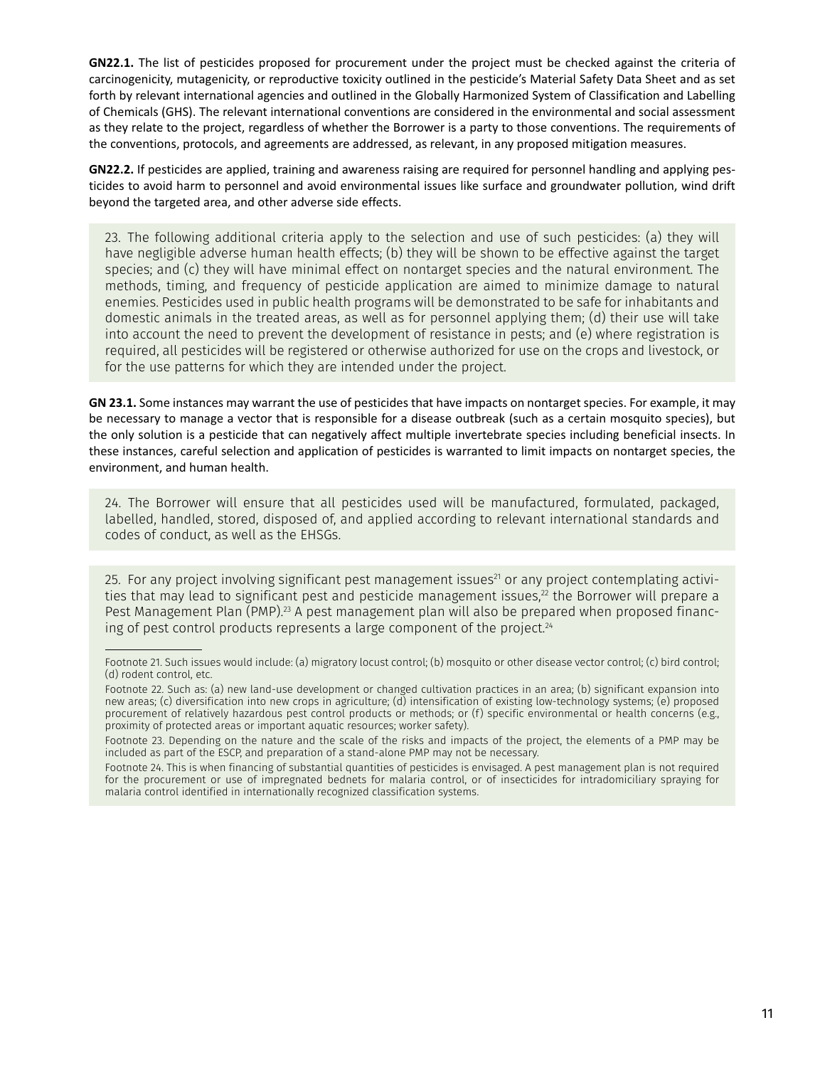**GN22.1.** The list of pesticides proposed for procurement under the project must be checked against the criteria of carcinogenicity, mutagenicity, or reproductive toxicity outlined in the pesticide's Material Safety Data Sheet and as set forth by relevant international agencies and outlined in the Globally Harmonized System of Classification and Labelling of Chemicals (GHS). The relevant international conventions are considered in the environmental and social assessment as they relate to the project, regardless of whether the Borrower is a party to those conventions. The requirements of the conventions, protocols, and agreements are addressed, as relevant, in any proposed mitigation measures.

**GN22.2.** If pesticides are applied, training and awareness raising are required for personnel handling and applying pesticides to avoid harm to personnel and avoid environmental issues like surface and groundwater pollution, wind drift beyond the targeted area, and other adverse side effects.

> 23. The following additional criteria apply to the selection and use of such pesticides: (a) they will have negligible adverse human health effects; (b) they will be shown to be effective against the target species; and (c) they will have minimal effect on nontarget species and the natural environment. The methods, timing, and frequency of pesticide application are aimed to minimize damage to natural enemies. Pesticides used in public health programs will be demonstrated to be safe for inhabitants and domestic animals in the treated areas, as well as for personnel applying them; (d) their use will take into account the need to prevent the development of resistance in pests; and (e) where registration is required, all pesticides will be registered or otherwise authorized for use on the crops and livestock, or for the use patterns for which they are intended under the project.

**GN 23.1.** Some instances may warrant the use of pesticides that have impacts on nontarget species. For example, it may be necessary to manage a vector that is responsible for a disease outbreak (such as a certain mosquito species), but the only solution is a pesticide that can negatively affect multiple invertebrate species including beneficial insects. In these instances, careful selection and application of pesticides is warranted to limit impacts on nontarget species, the environment, and human health.

> 24. The Borrower will ensure that all pesticides used will be manufactured, formulated, packaged, labelled, handled, stored, disposed of, and applied according to relevant international standards and codes of conduct, as well as the EHSGs.

> 25. For any project involving significant pest management issues[21] or any project contemplating activities that may lead to significant pest and pesticide management issues,[22] the Borrower will prepare a Pest Management Plan (PMP).[23] A pest management plan will also be prepared when proposed financing of pest control products represents a large component of the project.[24]
>
> ---
>
> Footnote 21. Such issues would include: (a) migratory locust control; (b) mosquito or other disease vector control; (c) bird control; (d) rodent control, etc.
>
> Footnote 22. Such as: (a) new land-use development or changed cultivation practices in an area; (b) significant expansion into new areas; (c) diversification into new crops in agriculture; (d) intensification of existing low-technology systems; (e) proposed procurement of relatively hazardous pest control products or methods; or (f) specific environmental or health concerns (e.g., proximity of protected areas or important aquatic resources; worker safety).
>
> Footnote 23. Depending on the nature and the scale of the risks and impacts of the project, the elements of a PMP may be included as part of the ESCP, and preparation of a stand-alone PMP may not be necessary.
>
> Footnote 24. This is when financing of substantial quantities of pesticides is envisaged. A pest management plan is not required for the procurement or use of impregnated bednets for malaria control, or of insecticides for intradomiciliary spraying for malaria control identified in internationally recognized classification systems.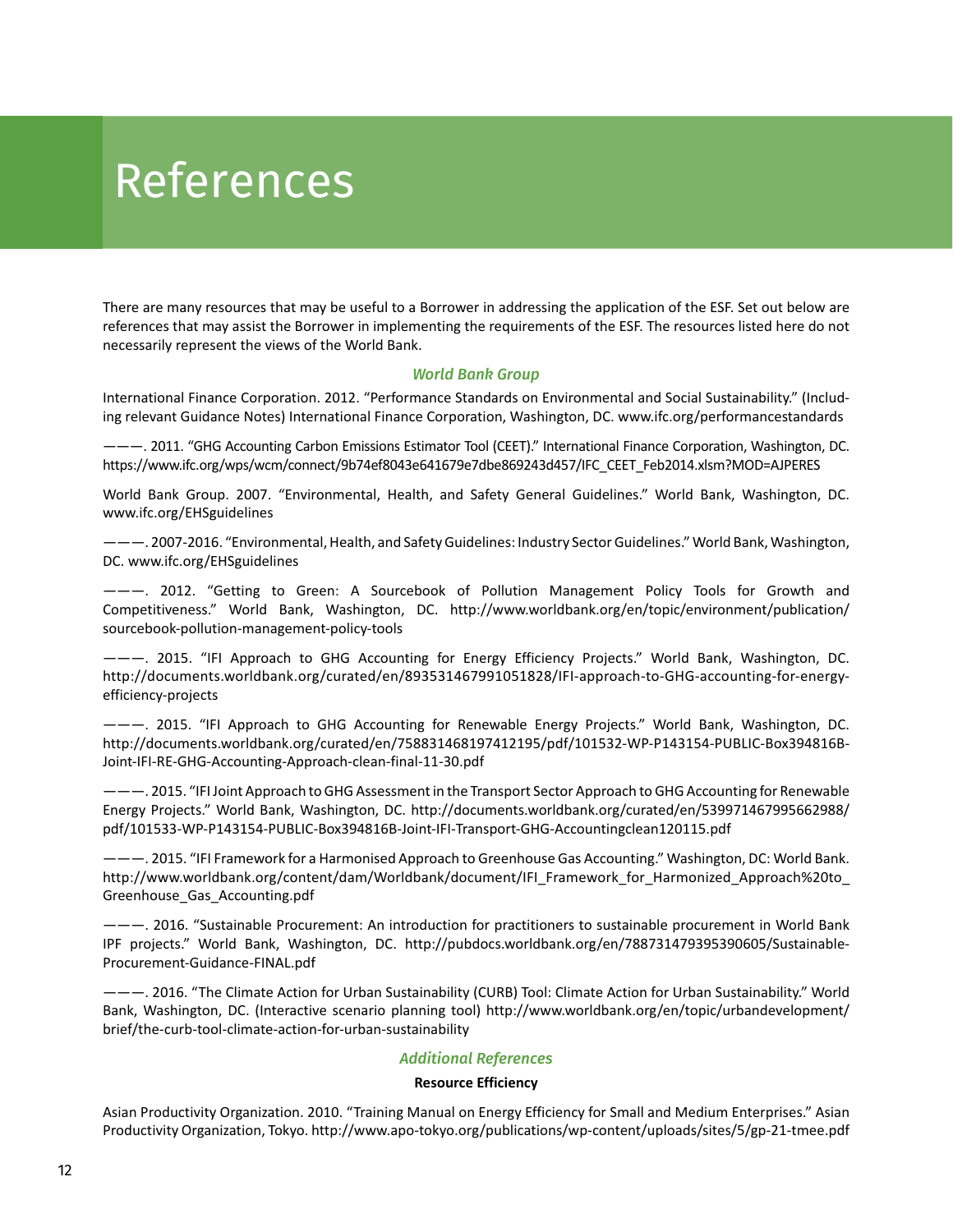# References

There are many resources that may be useful to a Borrower in addressing the application of the ESF. Set out below are references that may assist the Borrower in implementing the requirements of the ESF. The resources listed here do not necessarily represent the views of the World Bank.

### *World Bank Group*

International Finance Corporation. 2012. "Performance Standards on Environmental and Social Sustainability." (Including relevant Guidance Notes) International Finance Corporation, Washington, DC. www.ifc.org/performancestandards

———. 2011. "GHG Accounting Carbon Emissions Estimator Tool (CEET)." International Finance Corporation, Washington, DC. https://www.ifc.org/wps/wcm/connect/9b74ef8043e641679e7dbe869243d457/IFC_CEET_Feb2014.xlsm?MOD=AJPERES

World Bank Group. 2007. "Environmental, Health, and Safety General Guidelines." World Bank, Washington, DC. www.ifc.org/EHSguidelines

———. 2007-2016. "Environmental, Health, and Safety Guidelines: Industry Sector Guidelines." World Bank, Washington, DC. www.ifc.org/EHSguidelines

———. 2012. "Getting to Green: A Sourcebook of Pollution Management Policy Tools for Growth and Competitiveness." World Bank, Washington, DC. http://www.worldbank.org/en/topic/environment/publication/sourcebook-pollution-management-policy-tools

———. 2015. "IFI Approach to GHG Accounting for Energy Efficiency Projects." World Bank, Washington, DC. http://documents.worldbank.org/curated/en/893531467991051828/IFI-approach-to-GHG-accounting-for-energy-efficiency-projects

———. 2015. "IFI Approach to GHG Accounting for Renewable Energy Projects." World Bank, Washington, DC. http://documents.worldbank.org/curated/en/758831468197412195/pdf/101532-WP-P143154-PUBLIC-Box394816B-Joint-IFI-RE-GHG-Accounting-Approach-clean-final-11-30.pdf

———. 2015. "IFI Joint Approach to GHG Assessment in the Transport Sector Approach to GHG Accounting for Renewable Energy Projects." World Bank, Washington, DC. http://documents.worldbank.org/curated/en/539971467995662988/pdf/101533-WP-P143154-PUBLIC-Box394816B-Joint-IFI-Transport-GHG-Accountingclean120115.pdf

———. 2015. "IFI Framework for a Harmonised Approach to Greenhouse Gas Accounting." Washington, DC: World Bank. http://www.worldbank.org/content/dam/Worldbank/document/IFI_Framework_for_Harmonized_Approach%20to_Greenhouse_Gas_Accounting.pdf

———. 2016. "Sustainable Procurement: An introduction for practitioners to sustainable procurement in World Bank IPF projects." World Bank, Washington, DC. http://pubdocs.worldbank.org/en/788731479395390605/Sustainable-Procurement-Guidance-FINAL.pdf

———. 2016. "The Climate Action for Urban Sustainability (CURB) Tool: Climate Action for Urban Sustainability." World Bank, Washington, DC. (Interactive scenario planning tool) http://www.worldbank.org/en/topic/urbandevelopment/brief/the-curb-tool-climate-action-for-urban-sustainability

### *Additional References*

**Resource Efficiency**

Asian Productivity Organization. 2010. "Training Manual on Energy Efficiency for Small and Medium Enterprises." Asian Productivity Organization, Tokyo. http://www.apo-tokyo.org/publications/wp-content/uploads/sites/5/gp-21-tmee.pdf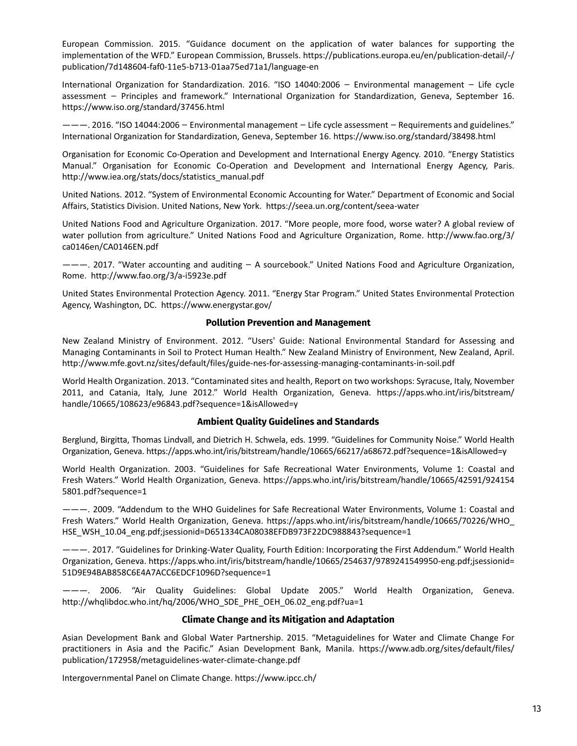European Commission. 2015. "Guidance document on the application of water balances for supporting the implementation of the WFD." European Commission, Brussels. https://publications.europa.eu/en/publication-detail/-/publication/7d148604-faf0-11e5-b713-01aa75ed71a1/language-en

International Organization for Standardization. 2016. "ISO 14040:2006 – Environmental management – Life cycle assessment – Principles and framework." International Organization for Standardization, Geneva, September 16. https://www.iso.org/standard/37456.html

———. 2016. "ISO 14044:2006 – Environmental management – Life cycle assessment – Requirements and guidelines." International Organization for Standardization, Geneva, September 16. https://www.iso.org/standard/38498.html

Organisation for Economic Co-Operation and Development and International Energy Agency. 2010. "Energy Statistics Manual." Organisation for Economic Co-Operation and Development and International Energy Agency, Paris. http://www.iea.org/stats/docs/statistics_manual.pdf

United Nations. 2012. "System of Environmental Economic Accounting for Water." Department of Economic and Social Affairs, Statistics Division. United Nations, New York. https://seea.un.org/content/seea-water

United Nations Food and Agriculture Organization. 2017. "More people, more food, worse water? A global review of water pollution from agriculture." United Nations Food and Agriculture Organization, Rome. http://www.fao.org/3/ca0146en/CA0146EN.pdf

———. 2017. "Water accounting and auditing – A sourcebook." United Nations Food and Agriculture Organization, Rome. http://www.fao.org/3/a-i5923e.pdf

United States Environmental Protection Agency. 2011. "Energy Star Program." United States Environmental Protection Agency, Washington, DC. https://www.energystar.gov/

### Pollution Prevention and Management

New Zealand Ministry of Environment. 2012. "Users' Guide: National Environmental Standard for Assessing and Managing Contaminants in Soil to Protect Human Health." New Zealand Ministry of Environment, New Zealand, April. http://www.mfe.govt.nz/sites/default/files/guide-nes-for-assessing-managing-contaminants-in-soil.pdf

World Health Organization. 2013. "Contaminated sites and health, Report on two workshops: Syracuse, Italy, November 2011, and Catania, Italy, June 2012." World Health Organization, Geneva. https://apps.who.int/iris/bitstream/handle/10665/108623/e96843.pdf?sequence=1&isAllowed=y

### Ambient Quality Guidelines and Standards

Berglund, Birgitta, Thomas Lindvall, and Dietrich H. Schwela, eds. 1999. "Guidelines for Community Noise." World Health Organization, Geneva. https://apps.who.int/iris/bitstream/handle/10665/66217/a68672.pdf?sequence=1&isAllowed=y

World Health Organization. 2003. "Guidelines for Safe Recreational Water Environments, Volume 1: Coastal and Fresh Waters." World Health Organization, Geneva. https://apps.who.int/iris/bitstream/handle/10665/42591/9241545801.pdf?sequence=1

———. 2009. "Addendum to the WHO Guidelines for Safe Recreational Water Environments, Volume 1: Coastal and Fresh Waters." World Health Organization, Geneva. https://apps.who.int/iris/bitstream/handle/10665/70226/WHO_HSE_WSH_10.04_eng.pdf;jsessionid=D651334CA08038EFDB973F22DC988843?sequence=1

———. 2017. "Guidelines for Drinking-Water Quality, Fourth Edition: Incorporating the First Addendum." World Health Organization, Geneva. https://apps.who.int/iris/bitstream/handle/10665/254637/9789241549950-eng.pdf;jsessionid=51D9E94BAB858C6E4A7ACC6EDCF1096D?sequence=1

———. 2006. "Air Quality Guidelines: Global Update 2005." World Health Organization, Geneva. http://whqlibdoc.who.int/hq/2006/WHO_SDE_PHE_OEH_06.02_eng.pdf?ua=1

### Climate Change and its Mitigation and Adaptation

Asian Development Bank and Global Water Partnership. 2015. "Metaguidelines for Water and Climate Change For practitioners in Asia and the Pacific." Asian Development Bank, Manila. https://www.adb.org/sites/default/files/publication/172958/metaguidelines-water-climate-change.pdf

Intergovernmental Panel on Climate Change. https://www.ipcc.ch/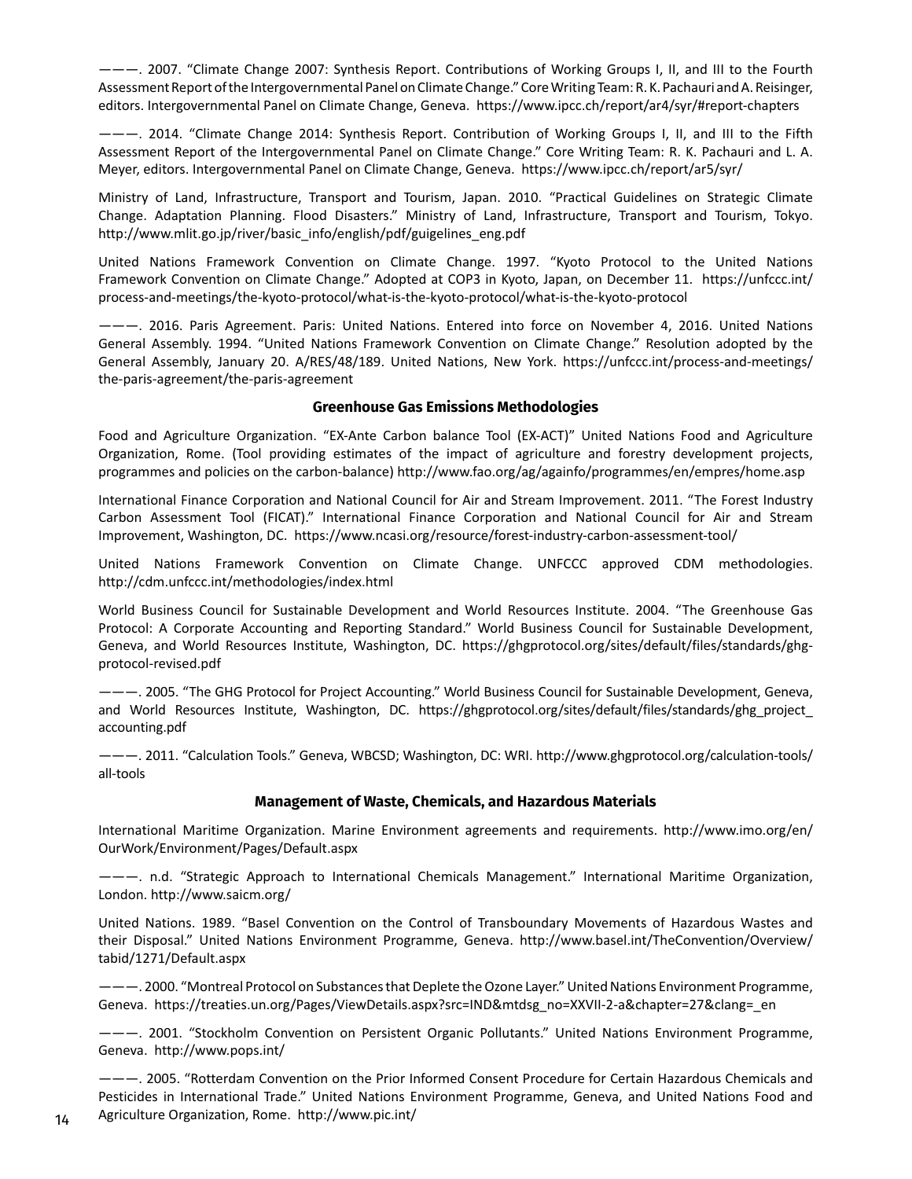———. 2007. "Climate Change 2007: Synthesis Report. Contributions of Working Groups I, II, and III to the Fourth Assessment Report of the Intergovernmental Panel on Climate Change." Core Writing Team: R. K. Pachauri and A. Reisinger, editors. Intergovernmental Panel on Climate Change, Geneva. https://www.ipcc.ch/report/ar4/syr/#report-chapters

———. 2014. "Climate Change 2014: Synthesis Report. Contribution of Working Groups I, II, and III to the Fifth Assessment Report of the Intergovernmental Panel on Climate Change." Core Writing Team: R. K. Pachauri and L. A. Meyer, editors. Intergovernmental Panel on Climate Change, Geneva. https://www.ipcc.ch/report/ar5/syr/

Ministry of Land, Infrastructure, Transport and Tourism, Japan. 2010. "Practical Guidelines on Strategic Climate Change. Adaptation Planning. Flood Disasters." Ministry of Land, Infrastructure, Transport and Tourism, Tokyo. http://www.mlit.go.jp/river/basic_info/english/pdf/guigelines_eng.pdf

United Nations Framework Convention on Climate Change. 1997. "Kyoto Protocol to the United Nations Framework Convention on Climate Change." Adopted at COP3 in Kyoto, Japan, on December 11. https://unfccc.int/process-and-meetings/the-kyoto-protocol/what-is-the-kyoto-protocol/what-is-the-kyoto-protocol

———. 2016. Paris Agreement. Paris: United Nations. Entered into force on November 4, 2016. United Nations General Assembly. 1994. "United Nations Framework Convention on Climate Change." Resolution adopted by the General Assembly, January 20. A/RES/48/189. United Nations, New York. https://unfccc.int/process-and-meetings/the-paris-agreement/the-paris-agreement

### Greenhouse Gas Emissions Methodologies

Food and Agriculture Organization. "EX-Ante Carbon balance Tool (EX-ACT)" United Nations Food and Agriculture Organization, Rome. (Tool providing estimates of the impact of agriculture and forestry development projects, programmes and policies on the carbon-balance) http://www.fao.org/ag/againfo/programmes/en/empres/home.asp

International Finance Corporation and National Council for Air and Stream Improvement. 2011. "The Forest Industry Carbon Assessment Tool (FICAT)." International Finance Corporation and National Council for Air and Stream Improvement, Washington, DC. https://www.ncasi.org/resource/forest-industry-carbon-assessment-tool/

United Nations Framework Convention on Climate Change. UNFCCC approved CDM methodologies. http://cdm.unfccc.int/methodologies/index.html

World Business Council for Sustainable Development and World Resources Institute. 2004. "The Greenhouse Gas Protocol: A Corporate Accounting and Reporting Standard." World Business Council for Sustainable Development, Geneva, and World Resources Institute, Washington, DC. https://ghgprotocol.org/sites/default/files/standards/ghg-protocol-revised.pdf

———. 2005. "The GHG Protocol for Project Accounting." World Business Council for Sustainable Development, Geneva, and World Resources Institute, Washington, DC. https://ghgprotocol.org/sites/default/files/standards/ghg_project_accounting.pdf

———. 2011. "Calculation Tools." Geneva, WBCSD; Washington, DC: WRI. http://www.ghgprotocol.org/calculation-tools/all-tools

### Management of Waste, Chemicals, and Hazardous Materials

International Maritime Organization. Marine Environment agreements and requirements. http://www.imo.org/en/OurWork/Environment/Pages/Default.aspx

———. n.d. "Strategic Approach to International Chemicals Management." International Maritime Organization, London. http://www.saicm.org/

United Nations. 1989. "Basel Convention on the Control of Transboundary Movements of Hazardous Wastes and their Disposal." United Nations Environment Programme, Geneva. http://www.basel.int/TheConvention/Overview/tabid/1271/Default.aspx

———. 2000. "Montreal Protocol on Substances that Deplete the Ozone Layer." United Nations Environment Programme, Geneva. https://treaties.un.org/Pages/ViewDetails.aspx?src=IND&mtdsg_no=XXVII-2-a&chapter=27&clang=_en

———. 2001. "Stockholm Convention on Persistent Organic Pollutants." United Nations Environment Programme, Geneva. http://www.pops.int/

———. 2005. "Rotterdam Convention on the Prior Informed Consent Procedure for Certain Hazardous Chemicals and Pesticides in International Trade." United Nations Environment Programme, Geneva, and United Nations Food and Agriculture Organization, Rome. http://www.pic.int/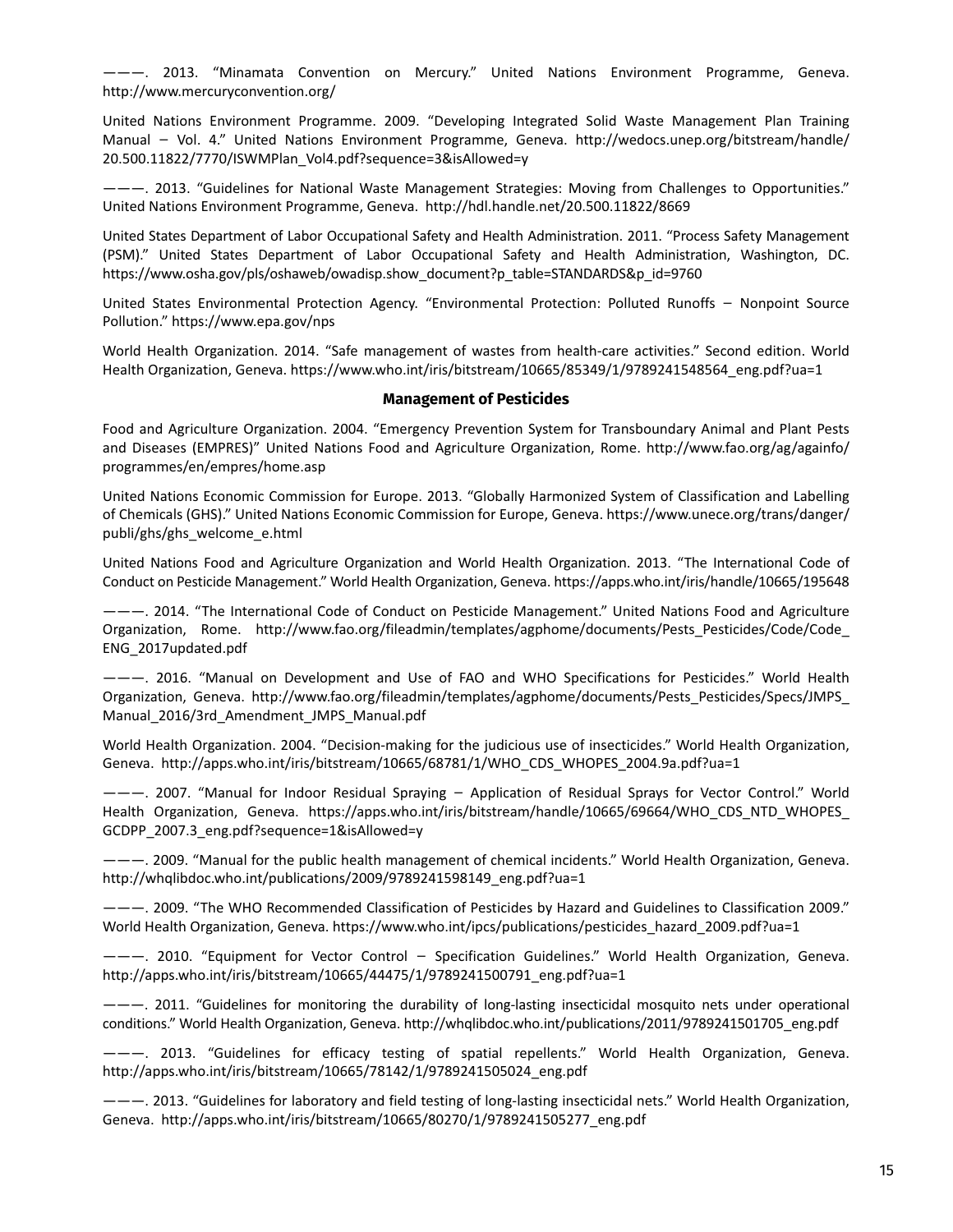———. 2013. "Minamata Convention on Mercury." United Nations Environment Programme, Geneva. http://www.mercuryconvention.org/

United Nations Environment Programme. 2009. "Developing Integrated Solid Waste Management Plan Training Manual – Vol. 4." United Nations Environment Programme, Geneva. http://wedocs.unep.org/bitstream/handle/20.500.11822/7770/ISWMPlan_Vol4.pdf?sequence=3&isAllowed=y

———. 2013. "Guidelines for National Waste Management Strategies: Moving from Challenges to Opportunities." United Nations Environment Programme, Geneva. http://hdl.handle.net/20.500.11822/8669

United States Department of Labor Occupational Safety and Health Administration. 2011. "Process Safety Management (PSM)." United States Department of Labor Occupational Safety and Health Administration, Washington, DC. https://www.osha.gov/pls/oshaweb/owadisp.show_document?p_table=STANDARDS&p_id=9760

United States Environmental Protection Agency. "Environmental Protection: Polluted Runoffs – Nonpoint Source Pollution." https://www.epa.gov/nps

World Health Organization. 2014. "Safe management of wastes from health-care activities." Second edition. World Health Organization, Geneva. https://www.who.int/iris/bitstream/10665/85349/1/9789241548564_eng.pdf?ua=1

### Management of Pesticides

Food and Agriculture Organization. 2004. "Emergency Prevention System for Transboundary Animal and Plant Pests and Diseases (EMPRES)" United Nations Food and Agriculture Organization, Rome. http://www.fao.org/ag/againfo/programmes/en/empres/home.asp

United Nations Economic Commission for Europe. 2013. "Globally Harmonized System of Classification and Labelling of Chemicals (GHS)." United Nations Economic Commission for Europe, Geneva. https://www.unece.org/trans/danger/publi/ghs/ghs_welcome_e.html

United Nations Food and Agriculture Organization and World Health Organization. 2013. "The International Code of Conduct on Pesticide Management." World Health Organization, Geneva. https://apps.who.int/iris/handle/10665/195648

———. 2014. "The International Code of Conduct on Pesticide Management." United Nations Food and Agriculture Organization, Rome. http://www.fao.org/fileadmin/templates/agphome/documents/Pests_Pesticides/Code/Code_ENG_2017updated.pdf

———. 2016. "Manual on Development and Use of FAO and WHO Specifications for Pesticides." World Health Organization, Geneva. http://www.fao.org/fileadmin/templates/agphome/documents/Pests_Pesticides/Specs/JMPS_Manual_2016/3rd_Amendment_JMPS_Manual.pdf

World Health Organization. 2004. "Decision-making for the judicious use of insecticides." World Health Organization, Geneva. http://apps.who.int/iris/bitstream/10665/68781/1/WHO_CDS_WHOPES_2004.9a.pdf?ua=1

———. 2007. "Manual for Indoor Residual Spraying – Application of Residual Sprays for Vector Control." World Health Organization, Geneva. https://apps.who.int/iris/bitstream/handle/10665/69664/WHO_CDS_NTD_WHOPES_GCDPP_2007.3_eng.pdf?sequence=1&isAllowed=y

———. 2009. "Manual for the public health management of chemical incidents." World Health Organization, Geneva. http://whqlibdoc.who.int/publications/2009/9789241598149_eng.pdf?ua=1

———. 2009. "The WHO Recommended Classification of Pesticides by Hazard and Guidelines to Classification 2009." World Health Organization, Geneva. https://www.who.int/ipcs/publications/pesticides_hazard_2009.pdf?ua=1

———. 2010. "Equipment for Vector Control – Specification Guidelines." World Health Organization, Geneva. http://apps.who.int/iris/bitstream/10665/44475/1/9789241500791_eng.pdf?ua=1

———. 2011. "Guidelines for monitoring the durability of long-lasting insecticidal mosquito nets under operational conditions." World Health Organization, Geneva. http://whqlibdoc.who.int/publications/2011/9789241501705_eng.pdf

———. 2013. "Guidelines for efficacy testing of spatial repellents." World Health Organization, Geneva. http://apps.who.int/iris/bitstream/10665/78142/1/9789241505024_eng.pdf

———. 2013. "Guidelines for laboratory and field testing of long-lasting insecticidal nets." World Health Organization, Geneva. http://apps.who.int/iris/bitstream/10665/80270/1/9789241505277_eng.pdf